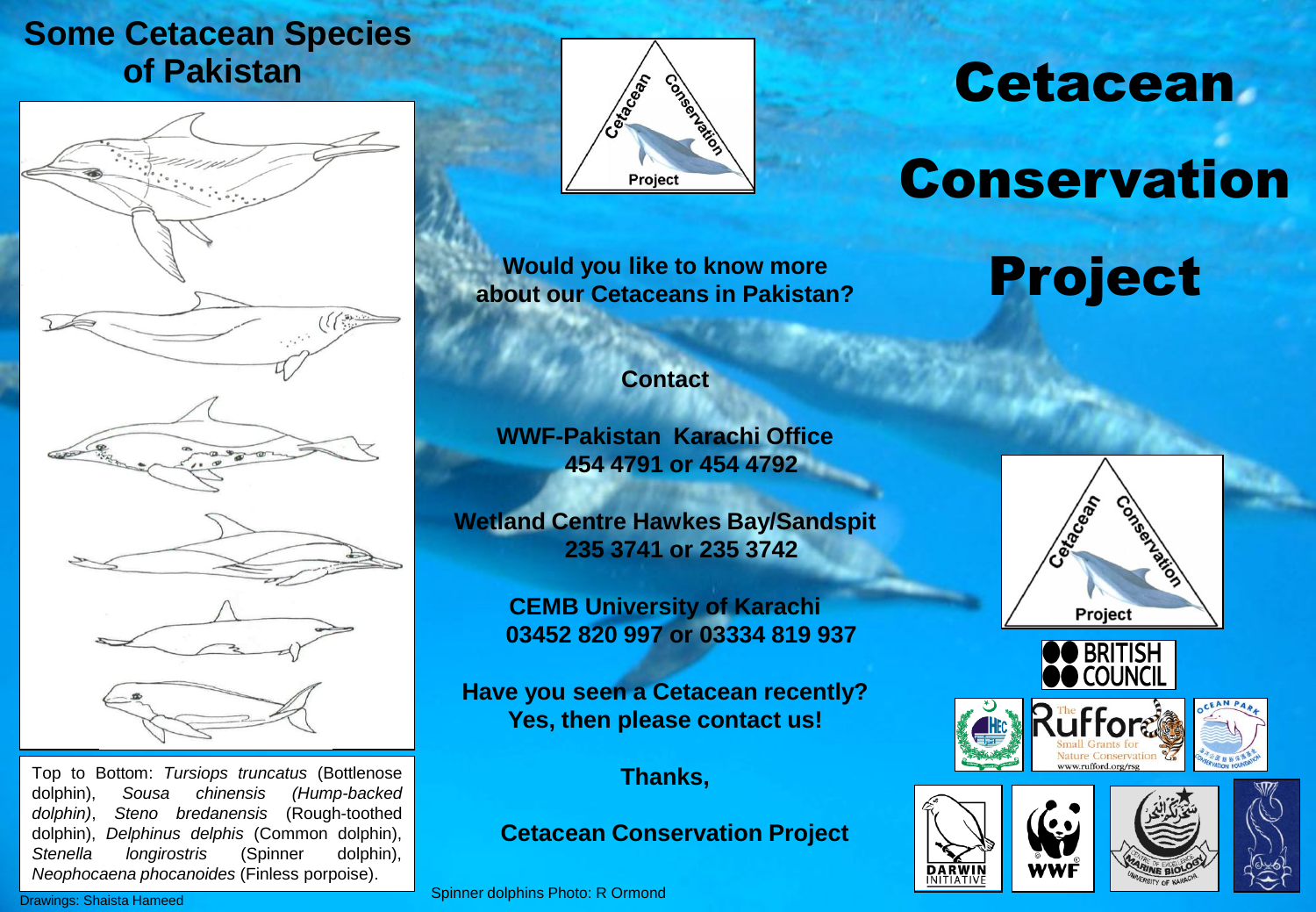# Cetacean Conservation Project

## Some Cetacean Species of Pakistan

Top to Bottom: *Tursiops truncatus* (Bottlenose dolphin), *Sousa chinensis* *(Hump-backed dolphin)*, *Steno bredanensis* (Rough-toothed dolphin), *Delphinus delphis* (Common dolphin), *Stenella longirostris* (Spinner dolphin), *Neophocaena phocanoides* (Finless porpoise).

Drawings: Shaista Hameed

**Would you like to know more about our Cetaceans in Pakistan?**

**Contact**

**WWF-Pakistan Karachi Office**
**454 4791 or 454 4792**

**Wetland Centre Hawkes Bay/Sandspit**
**235 3741 or 235 3742**

**CEMB University of Karachi**
**03452 820 997 or 03334 819 937**

**Have you seen a Cetacean recently?**
**Yes, then please contact us!**

**Thanks,**

**Cetacean Conservation Project**

Spinner dolphins Photo: R Ormond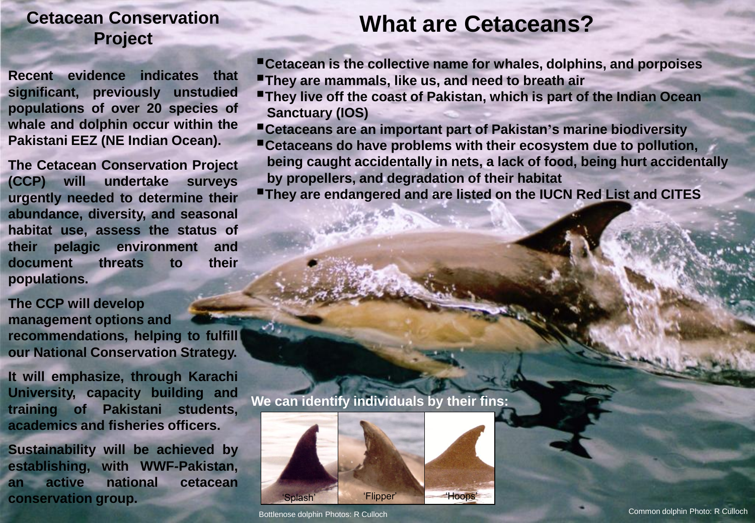## Cetacean Conservation Project

**Recent evidence indicates that significant, previously unstudied populations of over 20 species of whale and dolphin occur within the Pakistani EEZ (NE Indian Ocean).**

**The Cetacean Conservation Project (CCP) will undertake surveys urgently needed to determine their abundance, diversity, and seasonal habitat use, assess the status of their pelagic environment and document threats to their populations.**

**The CCP will develop management options and recommendations, helping to fulfill our National Conservation Strategy.**

**It will emphasize, through Karachi University, capacity building and training of Pakistani students, academics and fisheries officers.**

**Sustainability will be achieved by establishing, with WWF-Pakistan, an active national cetacean conservation group.**

# What are Cetaceans?

- **Cetacean is the collective name for whales, dolphins, and porpoises**
- **They are mammals, like us, and need to breath air**
- **They live off the coast of Pakistan, which is part of the Indian Ocean Sanctuary (IOS)**
- **Cetaceans are an important part of Pakistan's marine biodiversity**
- **Cetaceans do have problems with their ecosystem due to pollution, being caught accidentally in nets, a lack of food, being hurt accidentally by propellers, and degradation of their habitat**
- **They are endangered and are listed on the IUCN Red List and CITES**

**We can identify individuals by their fins:**

'Splash' 'Flipper' 'Hoops'

Bottlenose dolphin Photos: R Culloch

Common dolphin Photo: R Culloch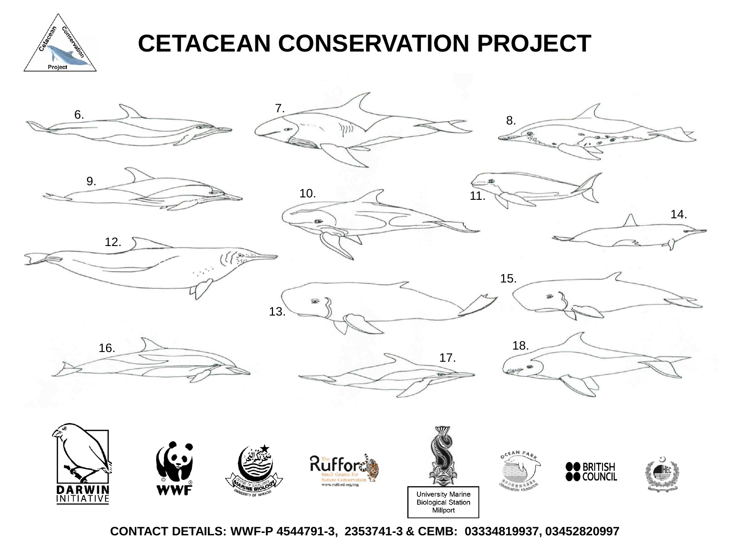# CETACEAN CONSERVATION PROJECT

6.

7.

8.

9.

10.

11.

12.

13.

14.

15.

16.

17.

18.

DARWIN INITIATIVE

WWF

University Marine Biological Station Millport

BRITISH COUNCIL

**CONTACT DETAILS: WWF-P 4544791-3, 2353741-3 & CEMB: 03334819937, 03452820997**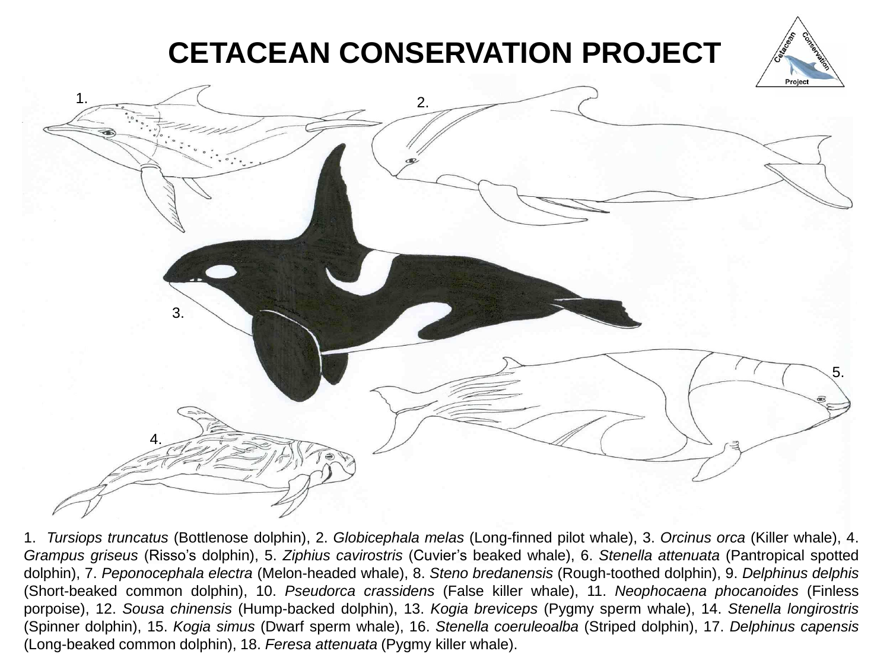# CETACEAN CONSERVATION PROJECT

1.

2.

3.

4.

5.

1. *Tursiops truncatus* (Bottlenose dolphin), 2. *Globicephala melas* (Long-finned pilot whale), 3. *Orcinus orca* (Killer whale), 4. *Grampus griseus* (Risso's dolphin), 5. *Ziphius cavirostris* (Cuvier's beaked whale), 6. *Stenella attenuata* (Pantropical spotted dolphin), 7. *Peponocephala electra* (Melon-headed whale), 8. *Steno bredanensis* (Rough-toothed dolphin), 9. *Delphinus delphis* (Short-beaked common dolphin), 10. *Pseudorca crassidens* (False killer whale), 11. *Neophocaena phocanoides* (Finless porpoise), 12. *Sousa chinensis* (Hump-backed dolphin), 13. *Kogia breviceps* (Pygmy sperm whale), 14. *Stenella longirostris* (Spinner dolphin), 15. *Kogia simus* (Dwarf sperm whale), 16. *Stenella coeruleoalba* (Striped dolphin), 17. *Delphinus capensis* (Long-beaked common dolphin), 18. *Feresa attenuata* (Pygmy killer whale).